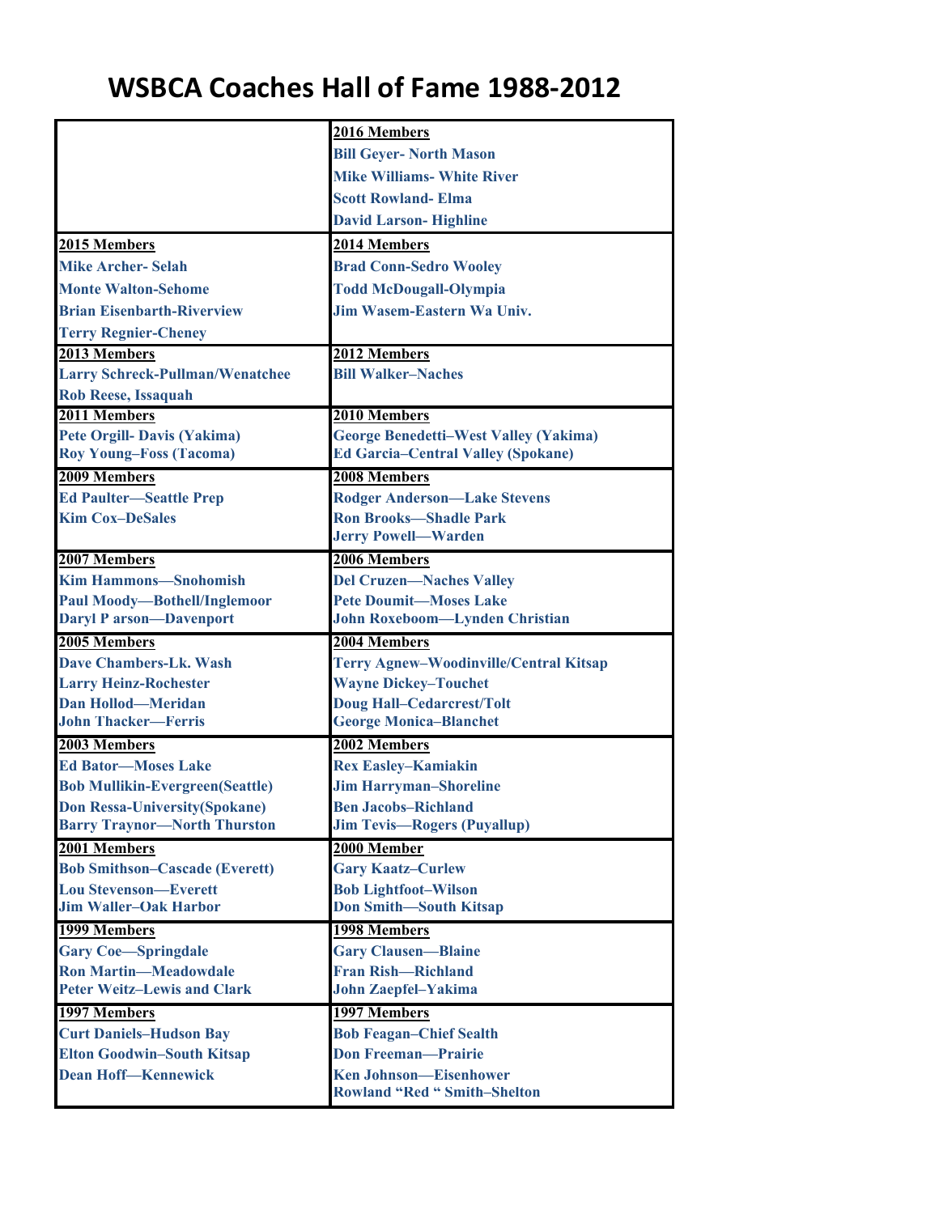# WSBCA Coaches Hall of Fame 1988-2012

| | **2016 Members** |
|---|---|
| | **Bill Geyer- North Mason** |
| | **Mike Williams- White River** |
| | **Scott Rowland- Elma** |
| | **David Larson- Highline** |
| **2015 Members** | **2014 Members** |
| **Mike Archer- Selah** | **Brad Conn-Sedro Wooley** |
| **Monte Walton-Sehome** | **Todd McDougall-Olympia** |
| **Brian Eisenbarth-Riverview** | **Jim Wasem-Eastern Wa Univ.** |
| **Terry Regnier-Cheney** | |
| **2013 Members** | **2012 Members** |
| **Larry Schreck-Pullman/Wenatchee** | **Bill Walker–Naches** |
| **Rob Reese, Issaquah** | |
| **2011 Members** | **2010 Members** |
| **Pete Orgill- Davis (Yakima)** | **George Benedetti–West Valley (Yakima)** |
| **Roy Young–Foss (Tacoma)** | **Ed Garcia–Central Valley (Spokane)** |
| **2009 Members** | **2008 Members** |
| **Ed Paulter—Seattle Prep** | **Rodger Anderson—Lake Stevens** |
| **Kim Cox–DeSales** | **Ron Brooks—Shadle Park** |
| | **Jerry Powell—Warden** |
| **2007 Members** | **2006 Members** |
| **Kim Hammons—Snohomish** | **Del Cruzen—Naches Valley** |
| **Paul Moody—Bothell/Inglemoor** | **Pete Doumit—Moses Lake** |
| **Daryl P arson—Davenport** | **John Roxeboom—Lynden Christian** |
| **2005 Members** | **2004 Members** |
| **Dave Chambers-Lk. Wash** | **Terry Agnew–Woodinville/Central Kitsap** |
| **Larry Heinz-Rochester** | **Wayne Dickey–Touchet** |
| **Dan Hollod—Meridan** | **Doug Hall–Cedarcrest/Tolt** |
| **John Thacker—Ferris** | **George Monica–Blanchet** |
| **2003 Members** | **2002 Members** |
| **Ed Bator—Moses Lake** | **Rex Easley–Kamiakin** |
| **Bob Mullikin-Evergreen(Seattle)** | **Jim Harryman–Shoreline** |
| **Don Ressa-University(Spokane)** | **Ben Jacobs–Richland** |
| **Barry Traynor—North Thurston** | **Jim Tevis—Rogers (Puyallup)** |
| **2001 Members** | **2000 Member** |
| **Bob Smithson–Cascade (Everett)** | **Gary Kaatz–Curlew** |
| **Lou Stevenson—Everett** | **Bob Lightfoot–Wilson** |
| **Jim Waller–Oak Harbor** | **Don Smith—South Kitsap** |
| **1999 Members** | **1998 Members** |
| **Gary Coe—Springdale** | **Gary Clausen—Blaine** |
| **Ron Martin—Meadowdale** | **Fran Rish—Richland** |
| **Peter Weitz–Lewis and Clark** | **John Zaepfel–Yakima** |
| **1997 Members** | **1997 Members** |
| **Curt Daniels–Hudson Bay** | **Bob Feagan–Chief Sealth** |
| **Elton Goodwin–South Kitsap** | **Don Freeman—Prairie** |
| **Dean Hoff—Kennewick** | **Ken Johnson—Eisenhower** |
| | **Rowland "Red " Smith–Shelton** |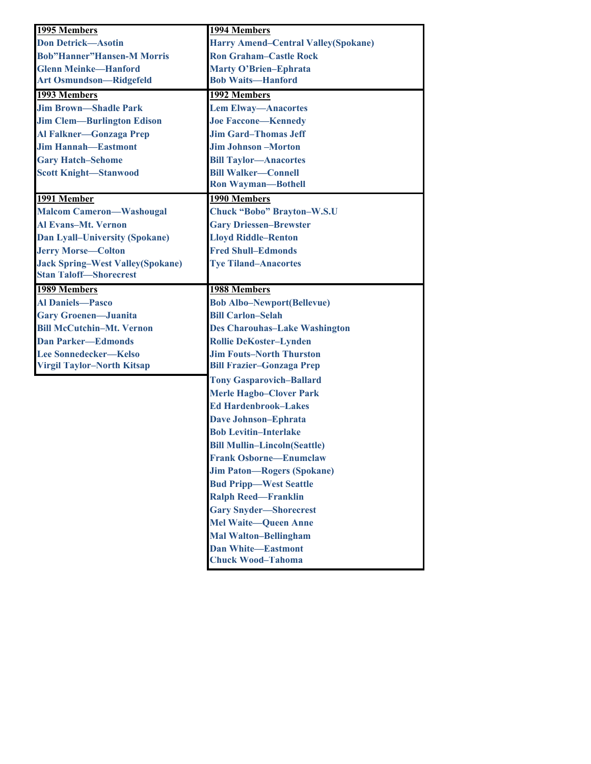| 1995 Members | 1994 Members |
|---|---|
| Don Detrick—Asotin | Harry Amend–Central Valley(Spokane) |
| Bob"Hanner"Hansen-M Morris | Ron Graham–Castle Rock |
| Glenn Meinke—Hanford | Marty O'Brien–Ephrata |
| Art Osmundson—Ridgefeld | Bob Waits—Hanford |
| **1993 Members** | **1992 Members** |
| Jim Brown—Shadle Park | Lem Elway—Anacortes |
| Jim Clem—Burlington Edison | Joe Faccone—Kennedy |
| Al Falkner—Gonzaga Prep | Jim Gard–Thomas Jeff |
| Jim Hannah—Eastmont | Jim Johnson –Morton |
| Gary Hatch–Sehome | Bill Taylor—Anacortes |
| Scott Knight—Stanwood | Bill Walker—Connell |
| | Ron Wayman—Bothell |
| **1991 Member** | **1990 Members** |
| Malcom Cameron—Washougal | Chuck "Bobo" Brayton–W.S.U |
| Al Evans–Mt. Vernon | Gary Driessen–Brewster |
| Dan Lyall–University (Spokane) | Lloyd Riddle–Renton |
| Jerry Morse—Colton | Fred Shull–Edmonds |
| Jack Spring–West Valley(Spokane) | Tye Tiland–Anacortes |
| Stan Taloff—Shorecrest | |
| **1989 Members** | **1988 Members** |
| Al Daniels—Pasco | Bob Albo–Newport(Bellevue) |
| Gary Groenen—Juanita | Bill Carlon–Selah |
| Bill McCutchin–Mt. Vernon | Des Charouhas–Lake Washington |
| Dan Parker—Edmonds | Rollie DeKoster–Lynden |
| Lee Sonnedecker—Kelso | Jim Fouts–North Thurston |
| Virgil Taylor–North Kitsap | Bill Frazier–Gonzaga Prep |
| | Tony Gasparovich–Ballard |
| | Merle Hagbo–Clover Park |
| | Ed Hardenbrook–Lakes |
| | Dave Johnson–Ephrata |
| | Bob Levitin–Interlake |
| | Bill Mullin–Lincoln(Seattle) |
| | Frank Osborne—Enumclaw |
| | Jim Paton—Rogers (Spokane) |
| | Bud Pripp—West Seattle |
| | Ralph Reed—Franklin |
| | Gary Snyder—Shorecrest |
| | Mel Waite—Queen Anne |
| | Mal Walton–Bellingham |
| | Dan White—Eastmont |
| | Chuck Wood–Tahoma |